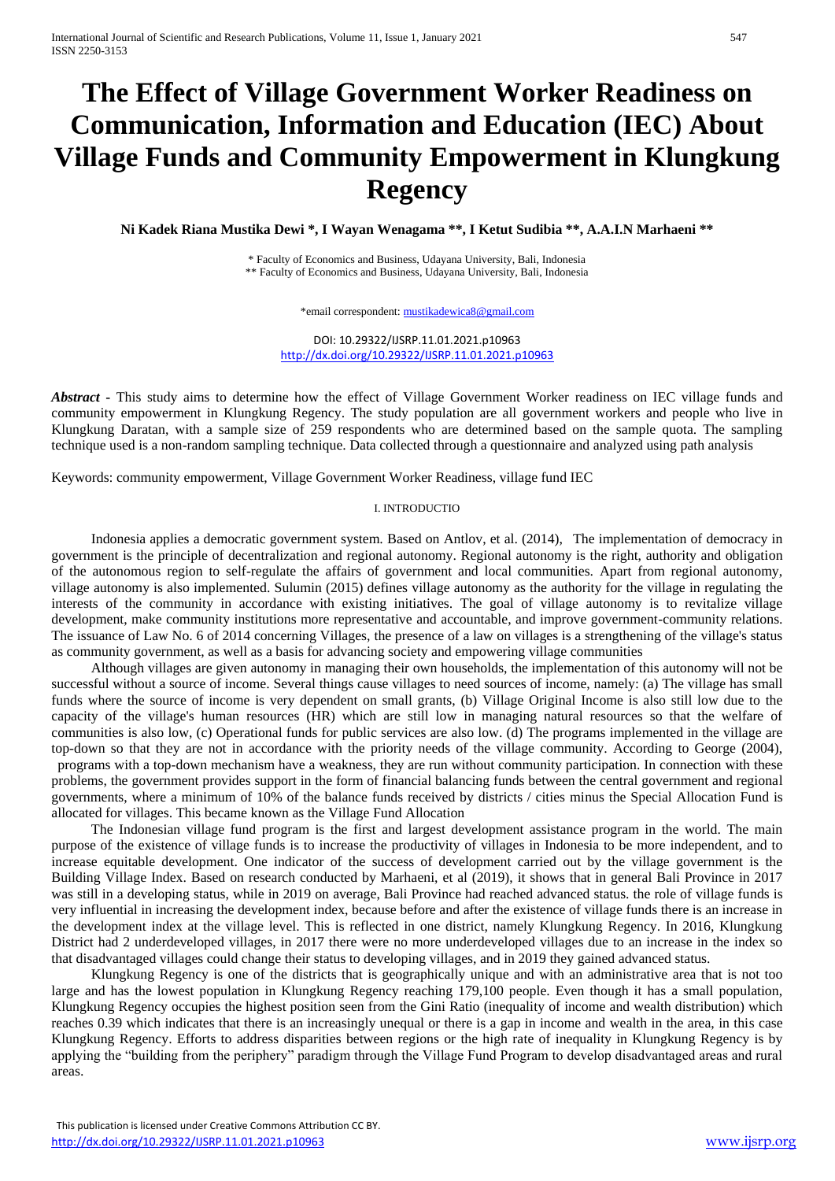# The Effect of Village Government Worker Readiness on Communication, Information and Education (IEC) About Village Funds and Community Empowerment in Klungkung Regency

**Ni Kadek Riana Mustika Dewi *, I Wayan Wenagama **, I Ketut Sudibia **, A.A.I.N Marhaeni ****

\* Faculty of Economics and Business, Udayana University, Bali, Indonesia
\*\* Faculty of Economics and Business, Udayana University, Bali, Indonesia

\*email correspondent: mustikadewica8@gmail.com

DOI: 10.29322/IJSRP.11.01.2021.p10963
http://dx.doi.org/10.29322/IJSRP.11.01.2021.p10963

***Abstract*** - This study aims to determine how the effect of Village Government Worker readiness on IEC village funds and community empowerment in Klungkung Regency. The study population are all government workers and people who live in Klungkung Daratan, with a sample size of 259 respondents who are determined based on the sample quota. The sampling technique used is a non-random sampling technique. Data collected through a questionnaire and analyzed using path analysis

Keywords: community empowerment, Village Government Worker Readiness, village fund IEC

## I. INTRODUCTIO

Indonesia applies a democratic government system. Based on Antlov, et al. (2014), The implementation of democracy in government is the principle of decentralization and regional autonomy. Regional autonomy is the right, authority and obligation of the autonomous region to self-regulate the affairs of government and local communities. Apart from regional autonomy, village autonomy is also implemented. Sulumin (2015) defines village autonomy as the authority for the village in regulating the interests of the community in accordance with existing initiatives. The goal of village autonomy is to revitalize village development, make community institutions more representative and accountable, and improve government-community relations. The issuance of Law No. 6 of 2014 concerning Villages, the presence of a law on villages is a strengthening of the village's status as community government, as well as a basis for advancing society and empowering village communities

Although villages are given autonomy in managing their own households, the implementation of this autonomy will not be successful without a source of income. Several things cause villages to need sources of income, namely: (a) The village has small funds where the source of income is very dependent on small grants, (b) Village Original Income is also still low due to the capacity of the village's human resources (HR) which are still low in managing natural resources so that the welfare of communities is also low, (c) Operational funds for public services are also low. (d) The programs implemented in the village are top-down so that they are not in accordance with the priority needs of the village community. According to George (2004), programs with a top-down mechanism have a weakness, they are run without community participation. In connection with these problems, the government provides support in the form of financial balancing funds between the central government and regional governments, where a minimum of 10% of the balance funds received by districts / cities minus the Special Allocation Fund is allocated for villages. This became known as the Village Fund Allocation

The Indonesian village fund program is the first and largest development assistance program in the world. The main purpose of the existence of village funds is to increase the productivity of villages in Indonesia to be more independent, and to increase equitable development. One indicator of the success of development carried out by the village government is the Building Village Index. Based on research conducted by Marhaeni, et al (2019), it shows that in general Bali Province in 2017 was still in a developing status, while in 2019 on average, Bali Province had reached advanced status. the role of village funds is very influential in increasing the development index, because before and after the existence of village funds there is an increase in the development index at the village level. This is reflected in one district, namely Klungkung Regency. In 2016, Klungkung District had 2 underdeveloped villages, in 2017 there were no more underdeveloped villages due to an increase in the index so that disadvantaged villages could change their status to developing villages, and in 2019 they gained advanced status.

Klungkung Regency is one of the districts that is geographically unique and with an administrative area that is not too large and has the lowest population in Klungkung Regency reaching 179,100 people. Even though it has a small population, Klungkung Regency occupies the highest position seen from the Gini Ratio (inequality of income and wealth distribution) which reaches 0.39 which indicates that there is an increasingly unequal or there is a gap in income and wealth in the area, in this case Klungkung Regency. Efforts to address disparities between regions or the high rate of inequality in Klungkung Regency is by applying the "building from the periphery" paradigm through the Village Fund Program to develop disadvantaged areas and rural areas.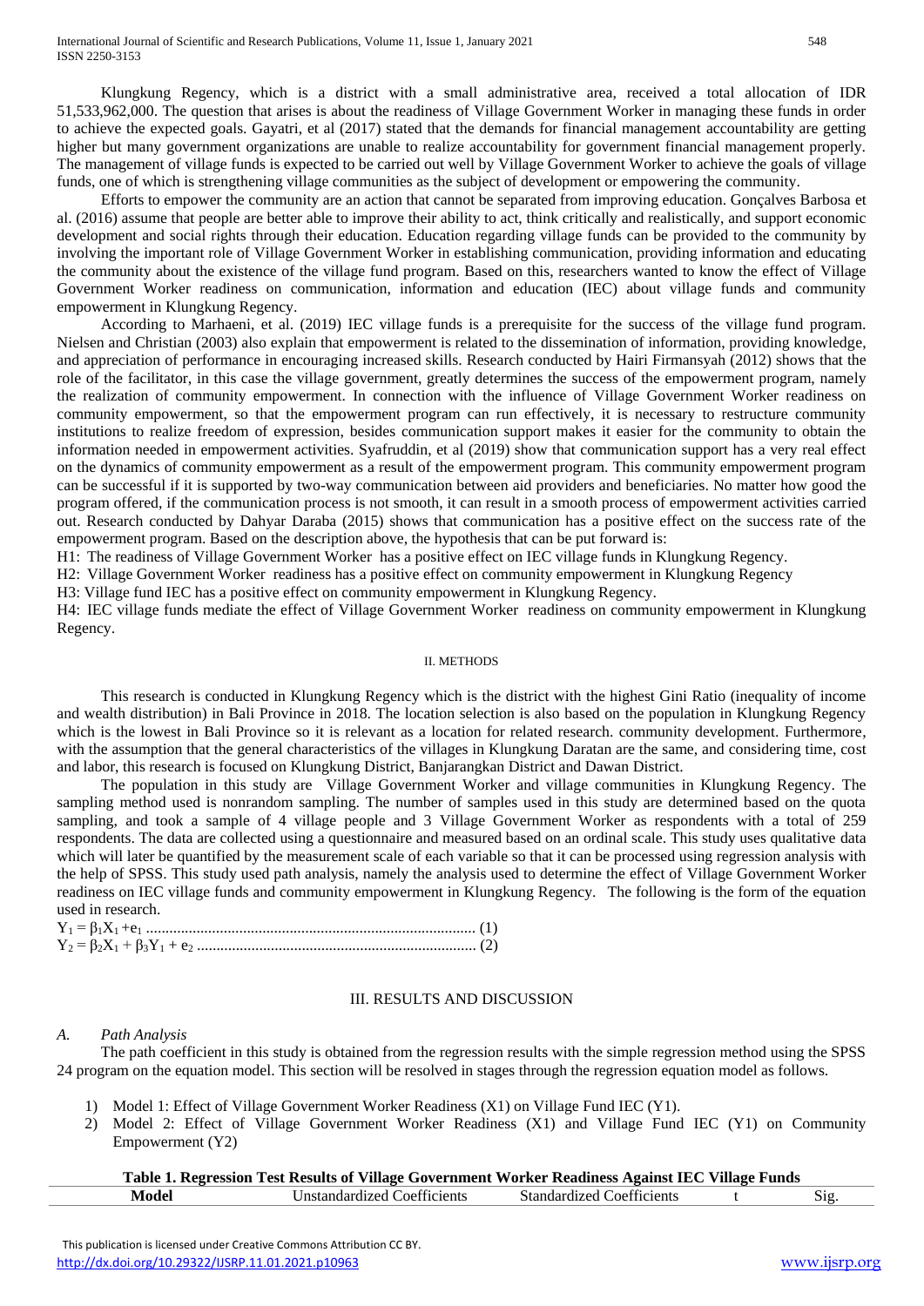Klungkung Regency, which is a district with a small administrative area, received a total allocation of IDR 51,533,962,000. The question that arises is about the readiness of Village Government Worker in managing these funds in order to achieve the expected goals. Gayatri, et al (2017) stated that the demands for financial management accountability are getting higher but many government organizations are unable to realize accountability for government financial management properly. The management of village funds is expected to be carried out well by Village Government Worker to achieve the goals of village funds, one of which is strengthening village communities as the subject of development or empowering the community.

Efforts to empower the community are an action that cannot be separated from improving education. Gonçalves Barbosa et al. (2016) assume that people are better able to improve their ability to act, think critically and realistically, and support economic development and social rights through their education. Education regarding village funds can be provided to the community by involving the important role of Village Government Worker in establishing communication, providing information and educating the community about the existence of the village fund program. Based on this, researchers wanted to know the effect of Village Government Worker readiness on communication, information and education (IEC) about village funds and community empowerment in Klungkung Regency.

According to Marhaeni, et al. (2019) IEC village funds is a prerequisite for the success of the village fund program. Nielsen and Christian (2003) also explain that empowerment is related to the dissemination of information, providing knowledge, and appreciation of performance in encouraging increased skills. Research conducted by Hairi Firmansyah (2012) shows that the role of the facilitator, in this case the village government, greatly determines the success of the empowerment program, namely the realization of community empowerment. In connection with the influence of Village Government Worker readiness on community empowerment, so that the empowerment program can run effectively, it is necessary to restructure community institutions to realize freedom of expression, besides communication support makes it easier for the community to obtain the information needed in empowerment activities. Syafruddin, et al (2019) show that communication support has a very real effect on the dynamics of community empowerment as a result of the empowerment program. This community empowerment program can be successful if it is supported by two-way communication between aid providers and beneficiaries. No matter how good the program offered, if the communication process is not smooth, it can result in a smooth process of empowerment activities carried out. Research conducted by Dahyar Daraba (2015) shows that communication has a positive effect on the success rate of the empowerment program. Based on the description above, the hypothesis that can be put forward is:

H1: The readiness of Village Government Worker has a positive effect on IEC village funds in Klungkung Regency.

H2: Village Government Worker readiness has a positive effect on community empowerment in Klungkung Regency

H3: Village fund IEC has a positive effect on community empowerment in Klungkung Regency.

H4: IEC village funds mediate the effect of Village Government Worker readiness on community empowerment in Klungkung Regency.

## II. METHODS

This research is conducted in Klungkung Regency which is the district with the highest Gini Ratio (inequality of income and wealth distribution) in Bali Province in 2018. The location selection is also based on the population in Klungkung Regency which is the lowest in Bali Province so it is relevant as a location for related research. community development. Furthermore, with the assumption that the general characteristics of the villages in Klungkung Daratan are the same, and considering time, cost and labor, this research is focused on Klungkung District, Banjarangkan District and Dawan District.

The population in this study are Village Government Worker and village communities in Klungkung Regency. The sampling method used is nonrandom sampling. The number of samples used in this study are determined based on the quota sampling, and took a sample of 4 village people and 3 Village Government Worker as respondents with a total of 259 respondents. The data are collected using a questionnaire and measured based on an ordinal scale. This study uses qualitative data which will later be quantified by the measurement scale of each variable so that it can be processed using regression analysis with the help of SPSS. This study used path analysis, namely the analysis used to determine the effect of Village Government Worker readiness on IEC village funds and community empowerment in Klungkung Regency. The following is the form of the equation used in research.

$$Y_1 = \beta_1 X_1 + e_1 \qquad (1)$$

$$Y_2 = \beta_2 X_1 + \beta_3 Y_1 + e_2 \qquad (2)$$

## III. RESULTS AND DISCUSSION

### *A. Path Analysis*

The path coefficient in this study is obtained from the regression results with the simple regression method using the SPSS 24 program on the equation model. This section will be resolved in stages through the regression equation model as follows.

1) Model 1: Effect of Village Government Worker Readiness (X1) on Village Fund IEC (Y1).
2) Model 2: Effect of Village Government Worker Readiness (X1) and Village Fund IEC (Y1) on Community Empowerment (Y2)

**Table 1. Regression Test Results of Village Government Worker Readiness Against IEC Village Funds**

| Model | Unstandardized Coefficients | Standardized Coefficients | t | Sig. |
|---|---|---|---|---|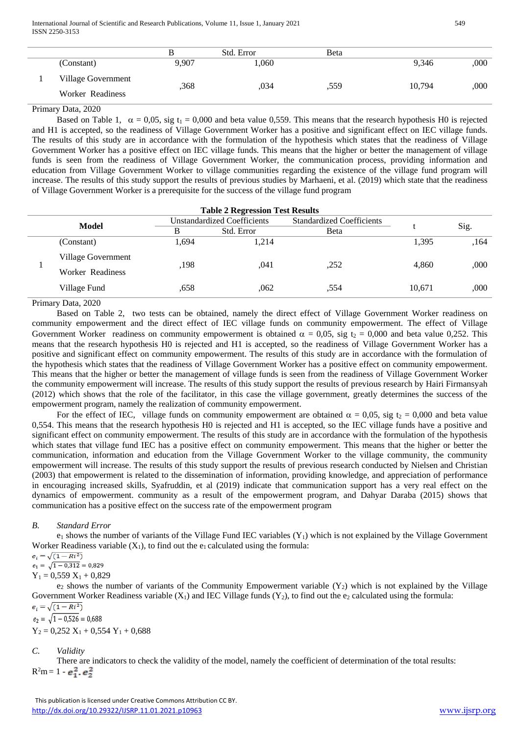| | | B | Std. Error | Beta | | |
|---|---|---|---|---|---|---|
| | (Constant) | 9,907 | 1,060 | | 9,346 | ,000 |
| 1 | Village Government Worker Readiness | ,368 | ,034 | ,559 | 10,794 | ,000 |

Primary Data, 2020

Based on Table 1, $\alpha = 0{,}05$, sig $t_1 = 0{,}000$ and beta value 0,559. This means that the research hypothesis H0 is rejected and H1 is accepted, so the readiness of Village Government Worker has a positive and significant effect on IEC village funds. The results of this study are in accordance with the formulation of the hypothesis which states that the readiness of Village Government Worker has a positive effect on IEC village funds. This means that the higher or better the management of village funds is seen from the readiness of Village Government Worker, the communication process, providing information and education from Village Government Worker to village communities regarding the existence of the village fund program will increase. The results of this study support the results of previous studies by Marhaeni, et al. (2019) which state that the readiness of Village Government Worker is a prerequisite for the success of the village fund program

**Table 2 Regression Test Results**

| Model | | Unstandardized Coefficients | | Standardized Coefficients | t | Sig. |
|---|---|---|---|---|---|---|
| | | B | Std. Error | Beta | | |
| | (Constant) | 1,694 | 1,214 | | 1,395 | ,164 |
| 1 | Village Government Worker Readiness | ,198 | ,041 | ,252 | 4,860 | ,000 |
| | Village Fund | ,658 | ,062 | ,554 | 10,671 | ,000 |

Primary Data, 2020

Based on Table 2, two tests can be obtained, namely the direct effect of Village Government Worker readiness on community empowerment and the direct effect of IEC village funds on community empowerment. The effect of Village Government Worker readiness on community empowerment is obtained $\alpha = 0{,}05$, sig $t_2 = 0{,}000$ and beta value 0,252. This means that the research hypothesis H0 is rejected and H1 is accepted, so the readiness of Village Government Worker has a positive and significant effect on community empowerment. The results of this study are in accordance with the formulation of the hypothesis which states that the readiness of Village Government Worker has a positive effect on community empowerment. This means that the higher or better the management of village funds is seen from the readiness of Village Government Worker the community empowerment will increase. The results of this study support the results of previous research by Hairi Firmansyah (2012) which shows that the role of the facilitator, in this case the village government, greatly determines the success of the empowerment program, namely the realization of community empowerment.

For the effect of IEC, village funds on community empowerment are obtained $\alpha = 0{,}05$, sig $t_2 = 0{,}000$ and beta value 0,554. This means that the research hypothesis H0 is rejected and H1 is accepted, so the IEC village funds have a positive and significant effect on community empowerment. The results of this study are in accordance with the formulation of the hypothesis which states that village fund IEC has a positive effect on community empowerment. This means that the higher or better the communication, information and education from the Village Government Worker to the village community, the community empowerment will increase. The results of this study support the results of previous research conducted by Nielsen and Christian (2003) that empowerment is related to the dissemination of information, providing knowledge, and appreciation of performance in encouraging increased skills, Syafruddin, et al (2019) indicate that communication support has a very real effect on the dynamics of empowerment. community as a result of the empowerment program, and Dahyar Daraba (2015) shows that communication has a positive effect on the success rate of the empowerment program

### B. *Standard Error*

$e_1$ shows the number of variants of the Village Fund IEC variables ($Y_1$) which is not explained by the Village Government Worker Readiness variable ($X_1$), to find out the $e_1$ calculated using the formula:

$$e_i = \sqrt{(1 - Ri^2)}$$

$$e_1 = \sqrt{1 - 0{,}312} = 0{,}829$$

$$Y_1 = 0{,}559\ X_1 + 0{,}829$$

$e_2$ shows the number of variants of the Community Empowerment variable ($Y_2$) which is not explained by the Village Government Worker Readiness variable ($X_1$) and IEC Village funds ($Y_2$), to find out the $e_2$ calculated using the formula:

$$e_i = \sqrt{(1 - Ri^2)}$$

$$e_2 = \sqrt{1 - 0{,}526} = 0{,}688$$

$$Y_2 = 0{,}252\ X_1 + 0{,}554\ Y_1 + 0{,}688$$

### C. *Validity*

There are indicators to check the validity of the model, namely the coefficient of determination of the total results:

$$R^2m = 1 - e_1^2 . e_2^2$$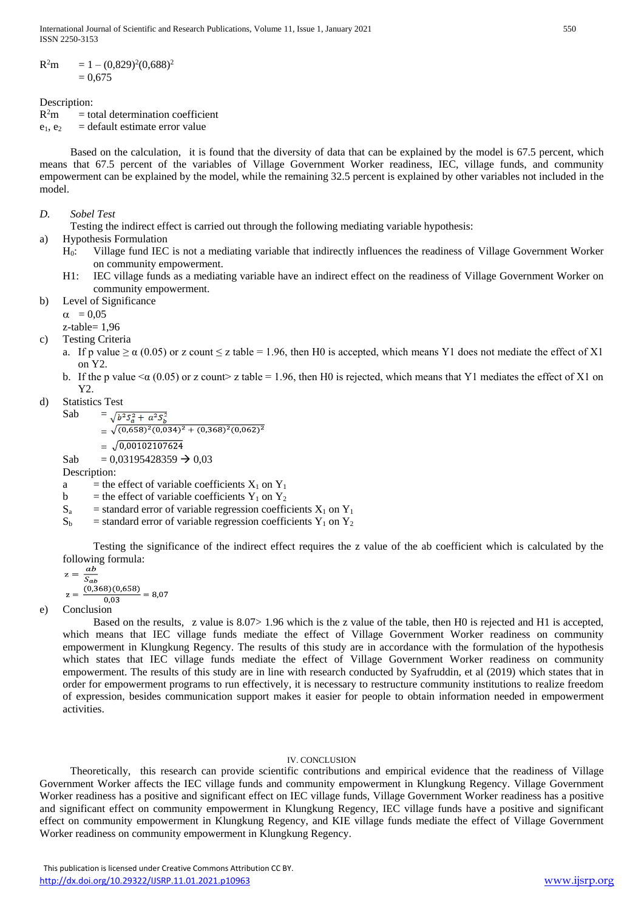$$R^2m = 1 - (0{,}829)^2(0{,}688)^2$$
$$= 0{,}675$$

Description:

$R^2m$ = total determination coefficient

$e_1, e_2$ = default estimate error value

Based on the calculation, it is found that the diversity of data that can be explained by the model is 67.5 percent, which means that 67.5 percent of the variables of Village Government Worker readiness, IEC, village funds, and community empowerment can be explained by the model, while the remaining 32.5 percent is explained by other variables not included in the model.

*D. Sobel Test*

Testing the indirect effect is carried out through the following mediating variable hypothesis:

a) Hypothesis Formulation

$H_0$: Village fund IEC is not a mediating variable that indirectly influences the readiness of Village Government Worker on community empowerment.

H1: IEC village funds as a mediating variable have an indirect effect on the readiness of Village Government Worker on community empowerment.

b) Level of Significance

$\alpha = 0{,}05$

z-table= 1,96

c) Testing Criteria

a. If p value $\geq \alpha$ (0.05) or z count $\leq$ z table = 1.96, then H0 is accepted, which means Y1 does not mediate the effect of X1 on Y2.

b. If the p value $<\alpha$ (0.05) or z count> z table = 1.96, then H0 is rejected, which means that Y1 mediates the effect of X1 on Y2.

d) Statistics Test

$$Sab = \sqrt{b^2S_a^2 + a^2S_b^2}$$
$$= \sqrt{(0{,}658)^2(0{,}034)^2 + (0{,}368)^2(0{,}062)^2}$$
$$= \sqrt{0{,}00102107624}$$
$$Sab = 0{,}03195428359 \rightarrow 0{,}03$$

Description:

a = the effect of variable coefficients $X_1$ on $Y_1$

b = the effect of variable coefficients $Y_1$ on $Y_2$

$S_a$ = standard error of variable regression coefficients $X_1$ on $Y_1$

$S_b$ = standard error of variable regression coefficients $Y_1$ on $Y_2$

Testing the significance of the indirect effect requires the z value of the ab coefficient which is calculated by the following formula:

$$z = \frac{ab}{S_{ab}}$$
$$z = \frac{(0{,}368)(0{,}658)}{0{,}03} = 8{,}07$$

e) Conclusion

Based on the results, z value is 8.07> 1.96 which is the z value of the table, then H0 is rejected and H1 is accepted, which means that IEC village funds mediate the effect of Village Government Worker readiness on community empowerment in Klungkung Regency. The results of this study are in accordance with the formulation of the hypothesis which states that IEC village funds mediate the effect of Village Government Worker readiness on community empowerment. The results of this study are in line with research conducted by Syafruddin, et al (2019) which states that in order for empowerment programs to run effectively, it is necessary to restructure community institutions to realize freedom of expression, besides communication support makes it easier for people to obtain information needed in empowerment activities.

## IV. CONCLUSION

Theoretically, this research can provide scientific contributions and empirical evidence that the readiness of Village Government Worker affects the IEC village funds and community empowerment in Klungkung Regency. Village Government Worker readiness has a positive and significant effect on IEC village funds, Village Government Worker readiness has a positive and significant effect on community empowerment in Klungkung Regency, IEC village funds have a positive and significant effect on community empowerment in Klungkung Regency, and KIE village funds mediate the effect of Village Government Worker readiness on community empowerment in Klungkung Regency.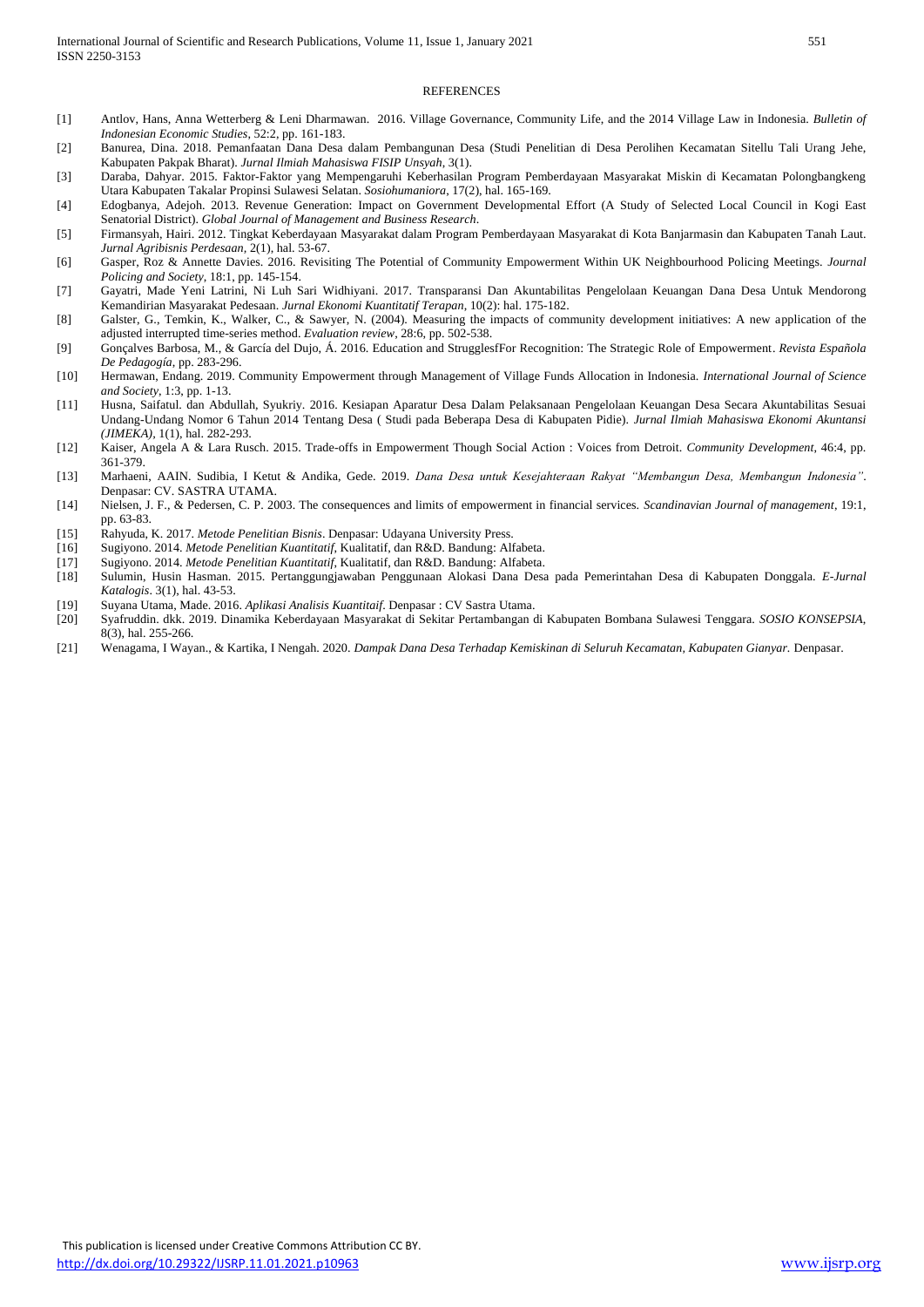## REFERENCES

[1] Antlov, Hans, Anna Wetterberg & Leni Dharmawan. 2016. Village Governance, Community Life, and the 2014 Village Law in Indonesia. *Bulletin of Indonesian Economic Studies*, 52:2, pp. 161-183.

[2] Banurea, Dina. 2018. Pemanfaatan Dana Desa dalam Pembangunan Desa (Studi Penelitian di Desa Perolihen Kecamatan Sitellu Tali Urang Jehe, Kabupaten Pakpak Bharat). *Jurnal Ilmiah Mahasiswa FISIP Unsyah*, 3(1).

[3] Daraba, Dahyar. 2015. Faktor-Faktor yang Mempengaruhi Keberhasilan Program Pemberdayaan Masyarakat Miskin di Kecamatan Polongbangkeng Utara Kabupaten Takalar Propinsi Sulawesi Selatan. *Sosiohumaniora*, 17(2), hal. 165-169.

[4] Edogbanya, Adejoh. 2013. Revenue Generation: Impact on Government Developmental Effort (A Study of Selected Local Council in Kogi East Senatorial District). *Global Journal of Management and Business Research*.

[5] Firmansyah, Hairi. 2012. Tingkat Keberdayaan Masyarakat dalam Program Pemberdayaan Masyarakat di Kota Banjarmasin dan Kabupaten Tanah Laut. *Jurnal Agribisnis Perdesaan*, 2(1), hal. 53-67.

[6] Gasper, Roz & Annette Davies. 2016. Revisiting The Potential of Community Empowerment Within UK Neighbourhood Policing Meetings. *Journal Policing and Society*, 18:1, pp. 145-154.

[7] Gayatri, Made Yeni Latrini, Ni Luh Sari Widhiyani. 2017. Transparansi Dan Akuntabilitas Pengelolaan Keuangan Dana Desa Untuk Mendorong Kemandirian Masyarakat Pedesaan. *Jurnal Ekonomi Kuantitatif Terapan*, 10(2): hal. 175-182.

[8] Galster, G., Temkin, K., Walker, C., & Sawyer, N. (2004). Measuring the impacts of community development initiatives: A new application of the adjusted interrupted time-series method. *Evaluation review*, 28:6, pp. 502-538.

[9] Gonçalves Barbosa, M., & García del Dujo, Á. 2016. Education and StrugglesfFor Recognition: The Strategic Role of Empowerment. *Revista Española De Pedagogía*, pp. 283-296.

[10] Hermawan, Endang. 2019. Community Empowerment through Management of Village Funds Allocation in Indonesia. *International Journal of Science and Society*, 1:3, pp. 1-13.

[11] Husna, Saifatul. dan Abdullah, Syukriy. 2016. Kesiapan Aparatur Desa Dalam Pelaksanaan Pengelolaan Keuangan Desa Secara Akuntabilitas Sesuai Undang-Undang Nomor 6 Tahun 2014 Tentang Desa ( Studi pada Beberapa Desa di Kabupaten Pidie). *Jurnal Ilmiah Mahasiswa Ekonomi Akuntansi (JIMEKA)*, 1(1), hal. 282-293.

[12] Kaiser, Angela A & Lara Rusch. 2015. Trade-offs in Empowerment Though Social Action : Voices from Detroit. *Community Development*, 46:4, pp. 361-379.

[13] Marhaeni, AAIN. Sudibia, I Ketut & Andika, Gede. 2019. *Dana Desa untuk Kesejahteraan Rakyat "Membangun Desa, Membangun Indonesia"*. Denpasar: CV. SASTRA UTAMA.

[14] Nielsen, J. F., & Pedersen, C. P. 2003. The consequences and limits of empowerment in financial services. *Scandinavian Journal of management*, 19:1, pp. 63-83.

[15] Rahyuda, K. 2017. *Metode Penelitian Bisnis*. Denpasar: Udayana University Press.

[16] Sugiyono. 2014. *Metode Penelitian Kuantitatif*, Kualitatif, dan R&D. Bandung: Alfabeta.

[17] Sugiyono. 2014. *Metode Penelitian Kuantitatif*, Kualitatif, dan R&D. Bandung: Alfabeta.

[18] Sulumin, Husin Hasman. 2015. Pertanggungjawaban Penggunaan Alokasi Dana Desa pada Pemerintahan Desa di Kabupaten Donggala. *E-Jurnal Katalogis*. 3(1), hal. 43-53.

[19] Suyana Utama, Made. 2016. *Aplikasi Analisis Kuantitaif*. Denpasar : CV Sastra Utama.

[20] Syafruddin. dkk. 2019. Dinamika Keberdayaan Masyarakat di Sekitar Pertambangan di Kabupaten Bombana Sulawesi Tenggara. *SOSIO KONSEPSIA*, 8(3), hal. 255-266.

[21] Wenagama, I Wayan., & Kartika, I Nengah. 2020. *Dampak Dana Desa Terhadap Kemiskinan di Seluruh Kecamatan, Kabupaten Gianyar.* Denpasar.